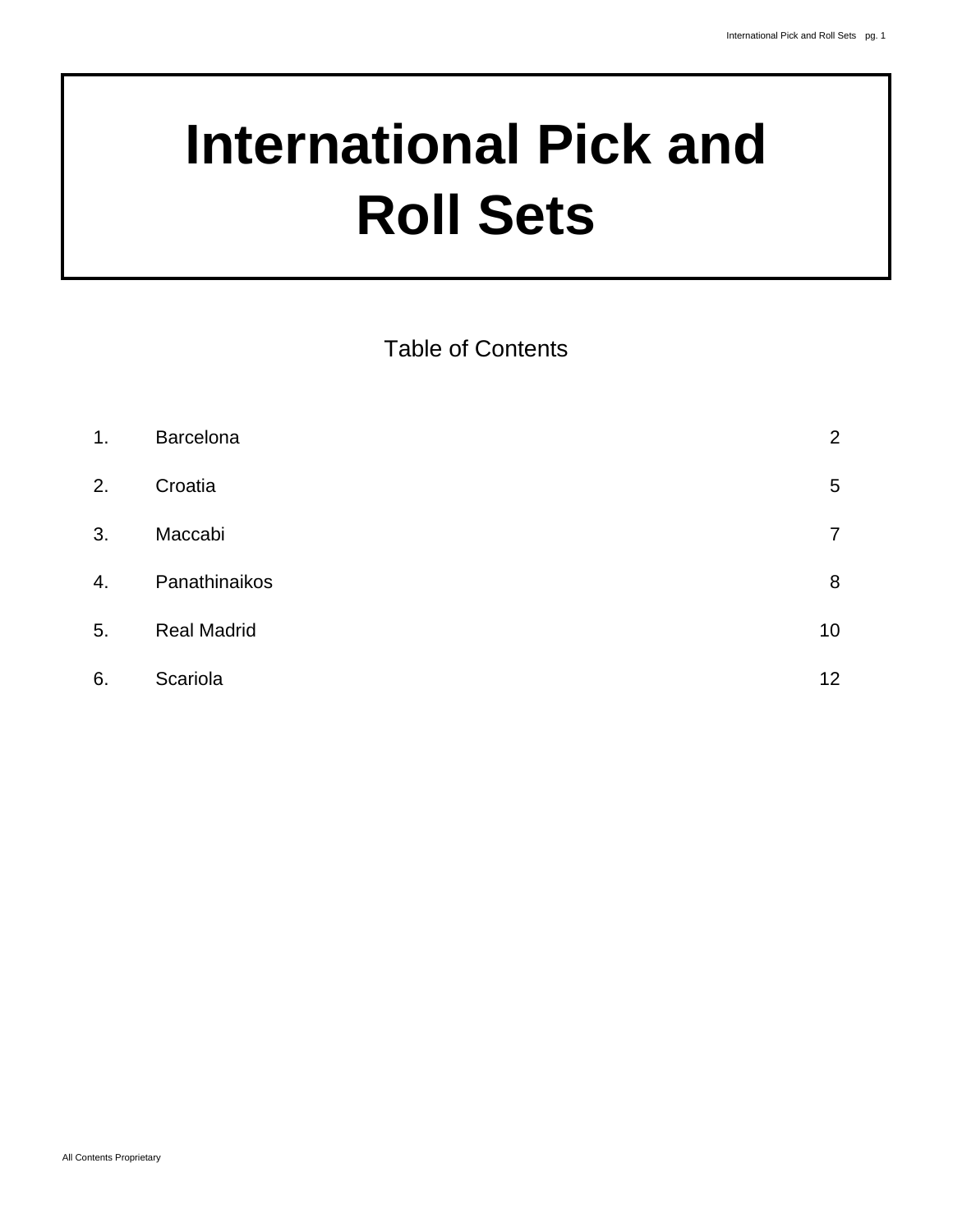# International Pick and Roll Sets

## Table of Contents

| | | |
|---|---|---|
| 1. | Barcelona | 2 |
| 2. | Croatia | 5 |
| 3. | Maccabi | 7 |
| 4. | Panathinaikos | 8 |
| 5. | Real Madrid | 10 |
| 6. | Scariola | 12 |

All Contents Proprietary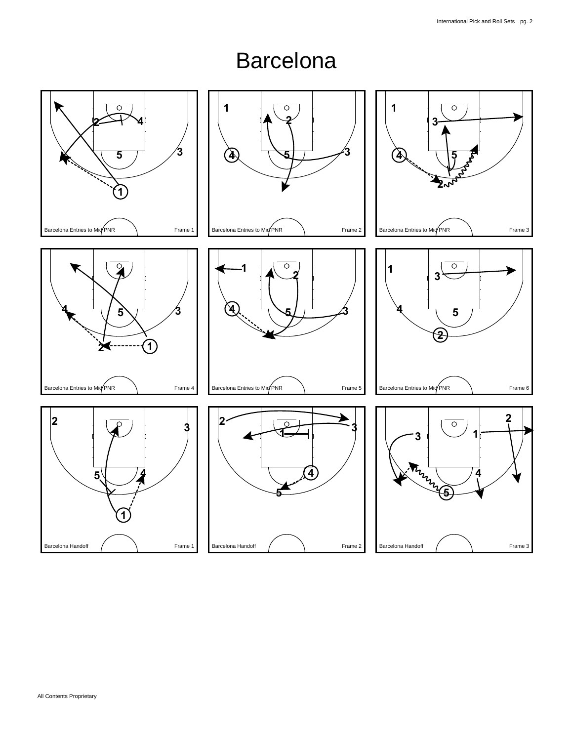# Barcelona

1 2 4 5 3 1

Barcelona Entries to Mid PNR Frame 1

1 2 4 5 3

Barcelona Entries to Mid PNR Frame 2

1 3 4 5 2

Barcelona Entries to Mid PNR Frame 3

4 5 3 2 1

Barcelona Entries to Mid PNR Frame 4

1 2 4 5 3

Barcelona Entries to Mid PNR Frame 5

1 3 4 5 2

Barcelona Entries to Mid PNR Frame 6

2 3 5 4 1

Barcelona Handoff Frame 1

2 3 1 4 5

Barcelona Handoff Frame 2

2 1 3 4 5

Barcelona Handoff Frame 3

All Contents Proprietary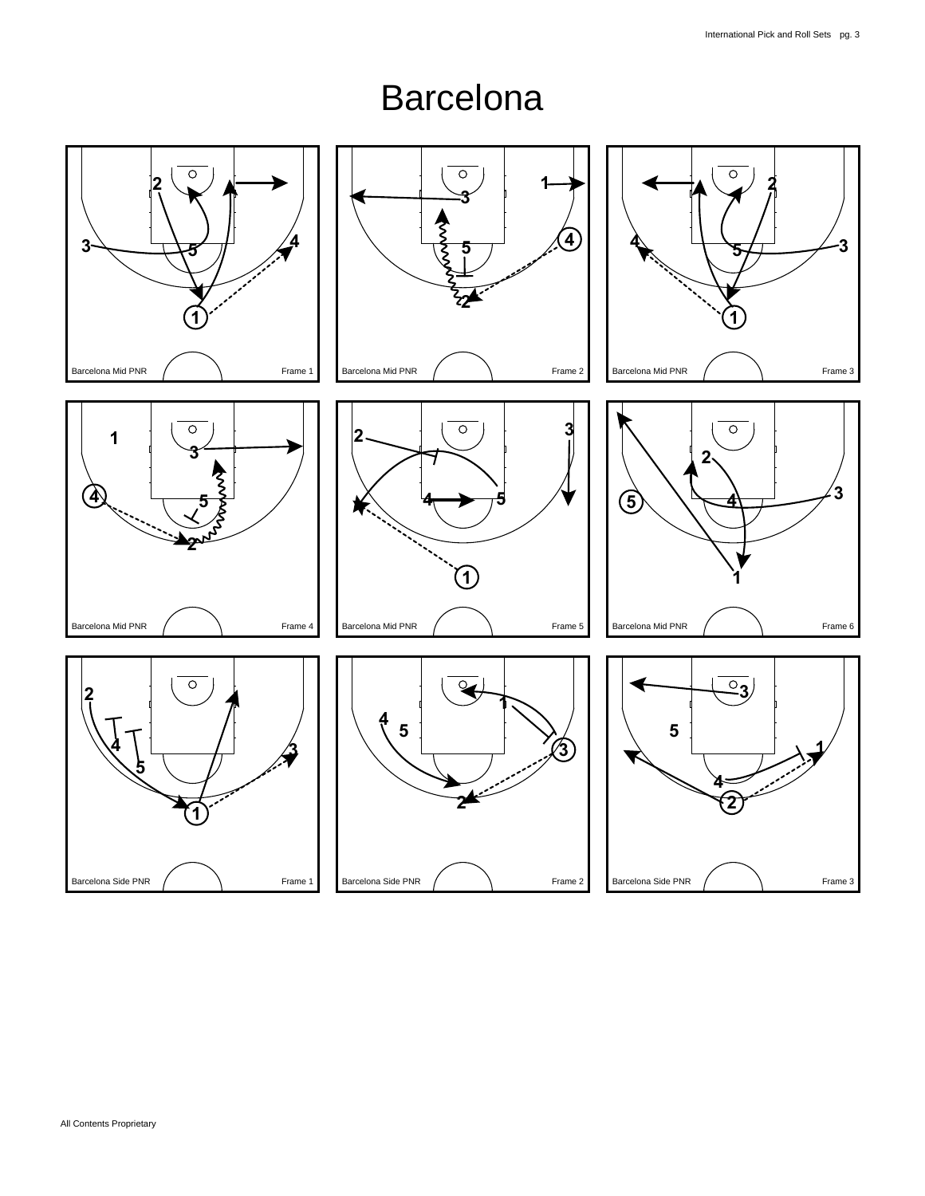# Barcelona

Barcelona Mid PNR — Frame 1

Barcelona Mid PNR — Frame 2

Barcelona Mid PNR — Frame 3

Barcelona Mid PNR — Frame 4

Barcelona Mid PNR — Frame 5

Barcelona Mid PNR — Frame 6

Barcelona Side PNR — Frame 1

Barcelona Side PNR — Frame 2

Barcelona Side PNR — Frame 3

All Contents Proprietary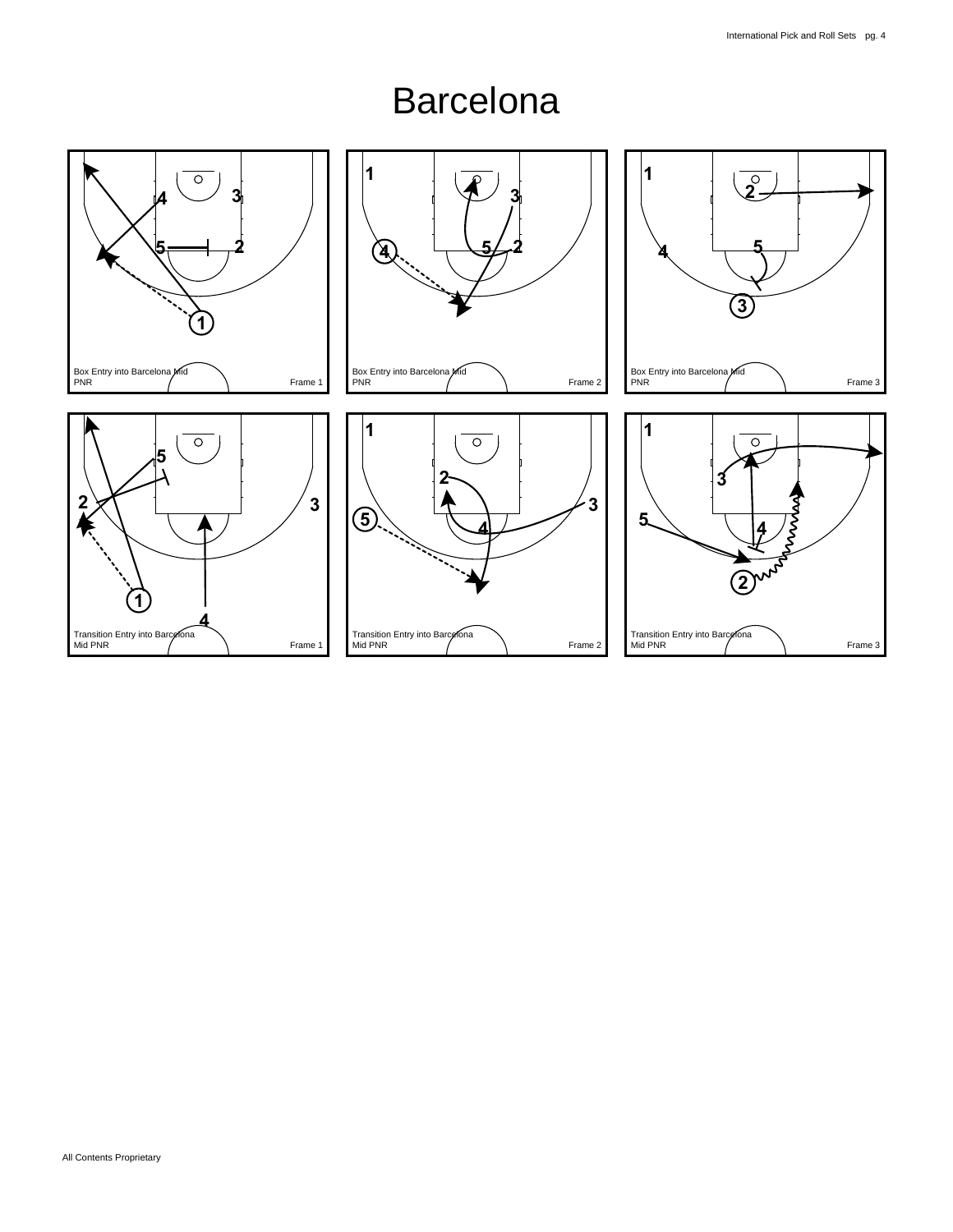# Barcelona

1 4 3 5 2

Box Entry into Barcelona Mid PNR — Frame 1

1 3 4 5 2

Box Entry into Barcelona Mid PNR — Frame 2

1 2 4 5 3

Box Entry into Barcelona Mid PNR — Frame 3

5 2 3 1 4

Transition Entry into Barcelona Mid PNR — Frame 1

1 2 3 5 4

Transition Entry into Barcelona Mid PNR — Frame 2

1 3 5 4 2

Transition Entry into Barcelona Mid PNR — Frame 3

All Contents Proprietary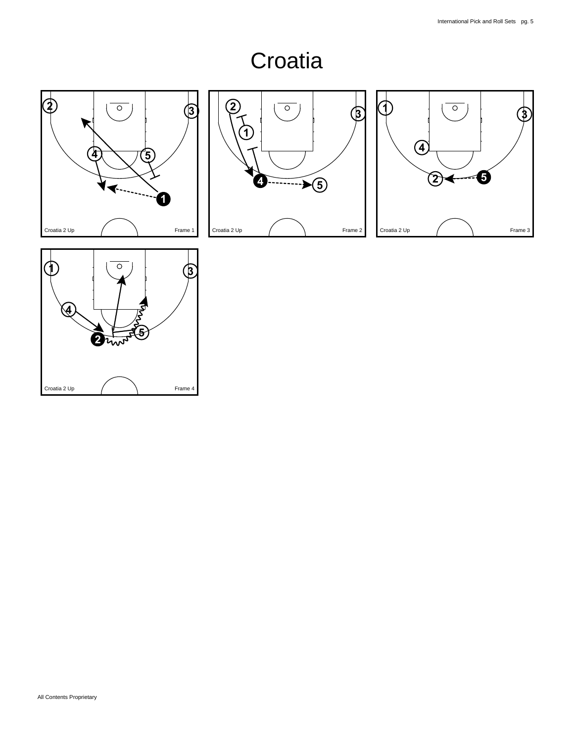# Croatia

Croatia 2 Up — Frame 1

Croatia 2 Up — Frame 2

Croatia 2 Up — Frame 3

Croatia 2 Up — Frame 4

All Contents Proprietary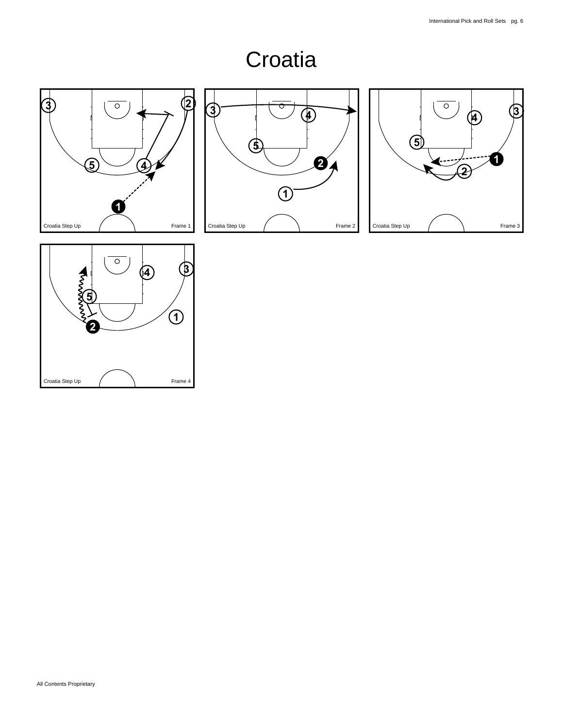# Croatia

Croatia Step Up Frame 1

Croatia Step Up Frame 2

Croatia Step Up Frame 3

Croatia Step Up Frame 4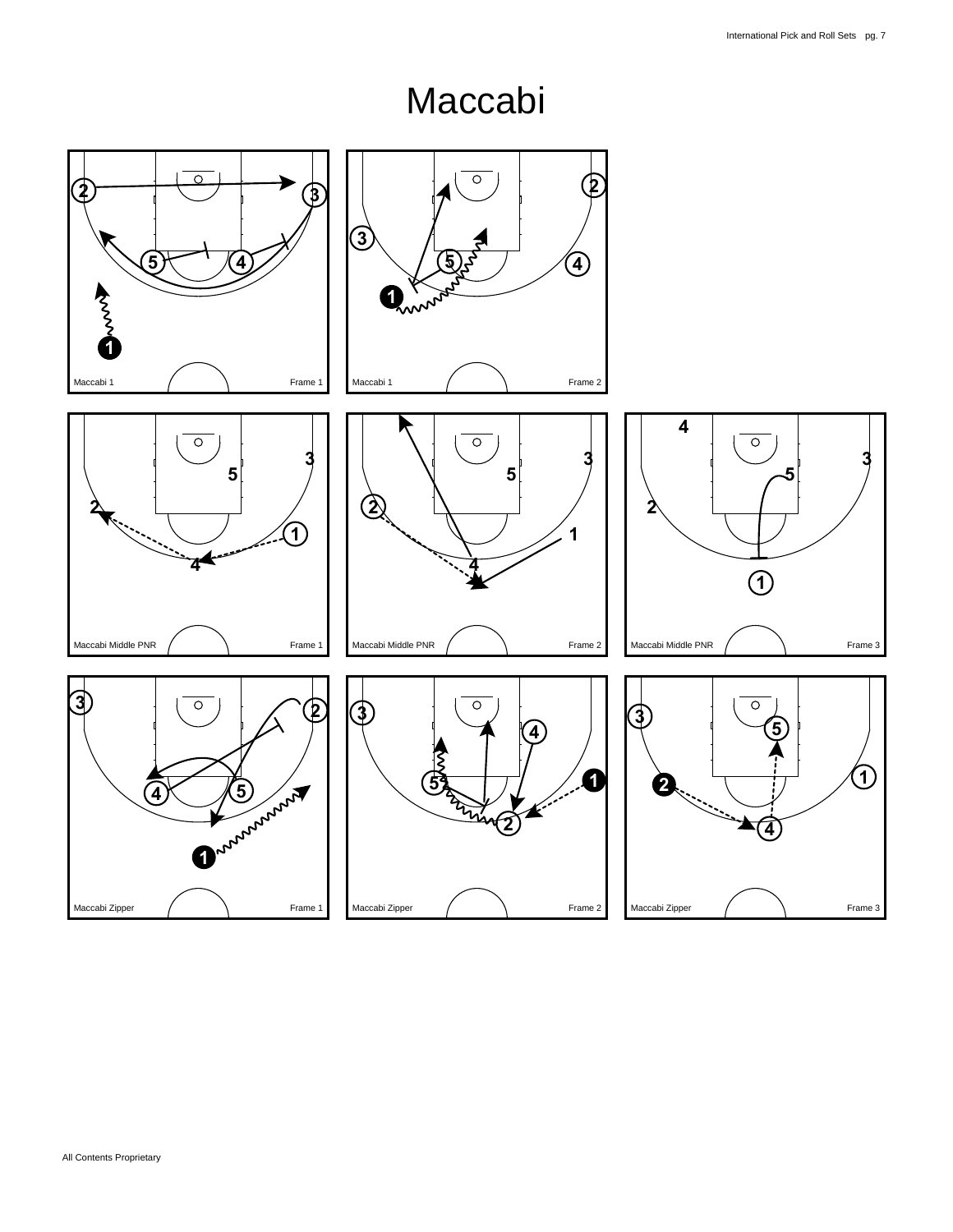# Maccabi

Maccabi 1 Frame 1

Maccabi 1 Frame 2

Maccabi Middle PNR Frame 1

Maccabi Middle PNR Frame 2

Maccabi Middle PNR Frame 3

Maccabi Zipper Frame 1

Maccabi Zipper Frame 2

Maccabi Zipper Frame 3

All Contents Proprietary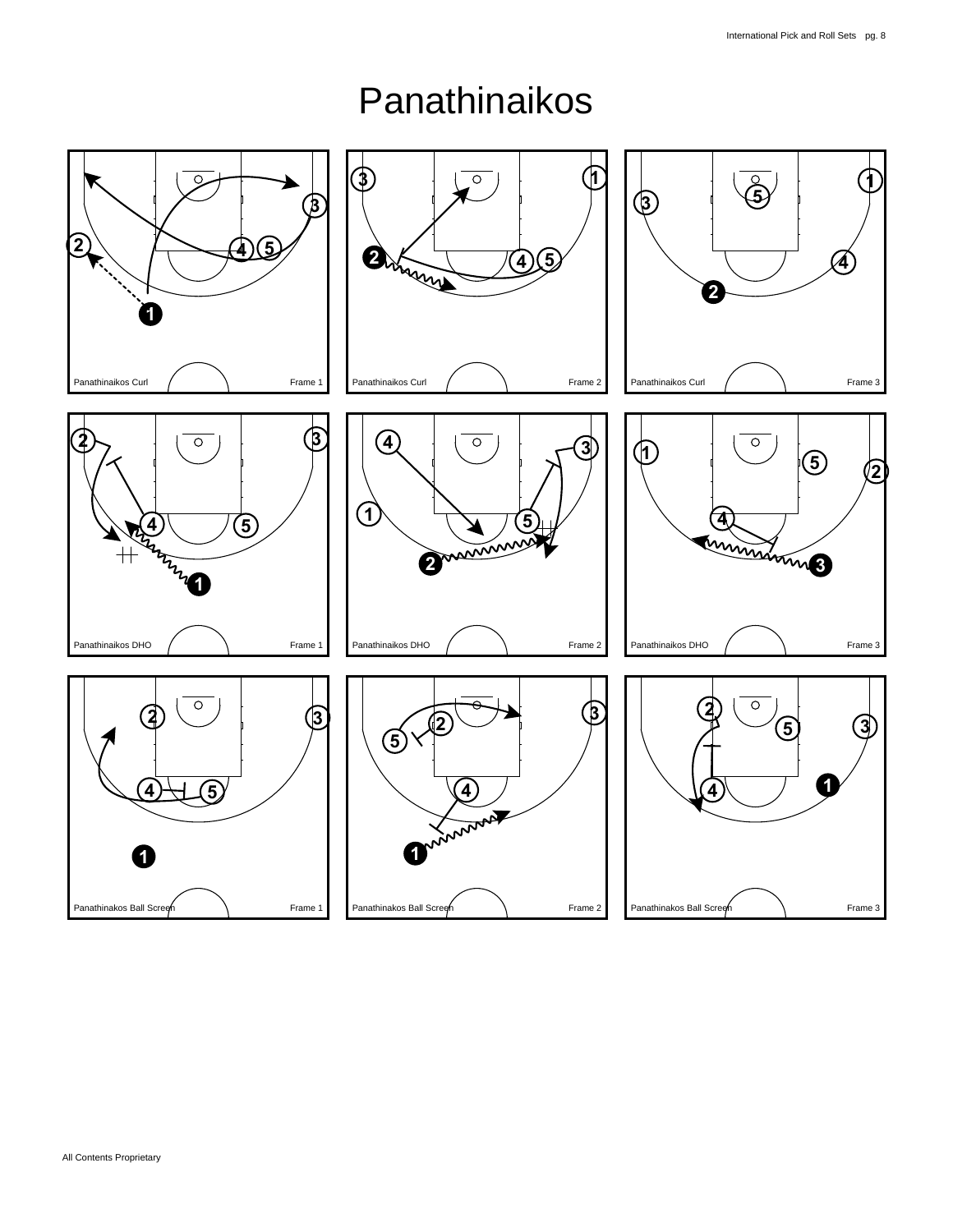# Panathinaikos

Panathinaikos Curl Frame 1

Panathinaikos Curl Frame 2

Panathinaikos Curl Frame 3

Panathinaikos DHO Frame 1

Panathinaikos DHO Frame 2

Panathinaikos DHO Frame 3

Panathinakos Ball Screen Frame 1

Panathinakos Ball Screen Frame 2

Panathinakos Ball Screen Frame 3

All Contents Proprietary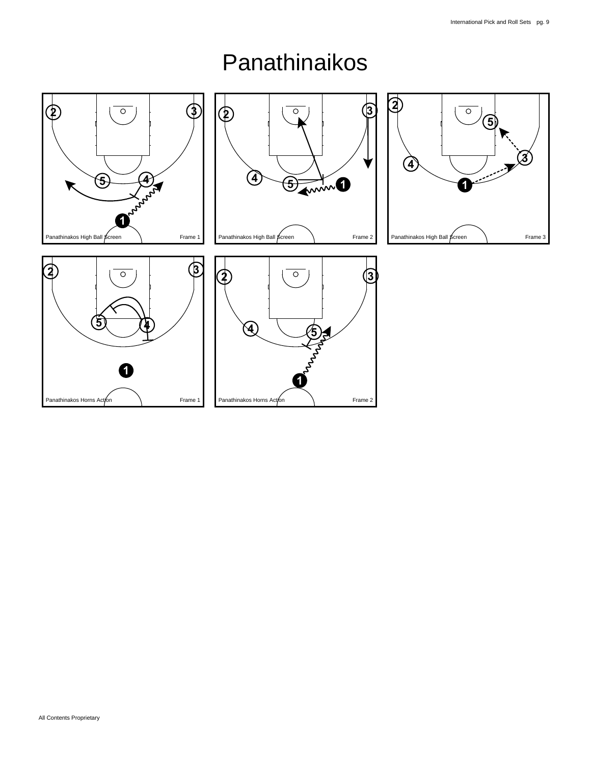# Panathinaikos

Panathinakos High Ball Screen — Frame 1

Panathinakos High Ball Screen — Frame 2

Panathinakos High Ball Screen — Frame 3

Panathinakos Horns Action — Frame 1

Panathinakos Horns Action — Frame 2

All Contents Proprietary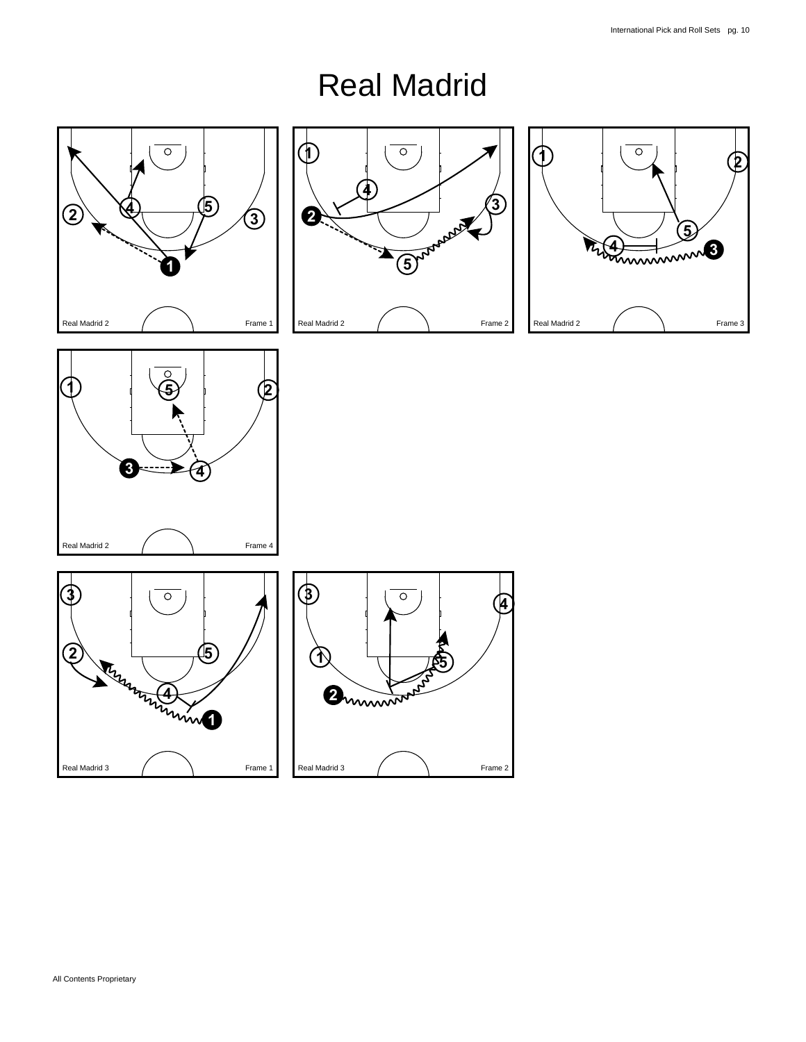# Real Madrid

Real Madrid 2 Frame 1

Real Madrid 2 Frame 2

Real Madrid 2 Frame 3

Real Madrid 2 Frame 4

Real Madrid 3 Frame 1

Real Madrid 3 Frame 2

All Contents Proprietary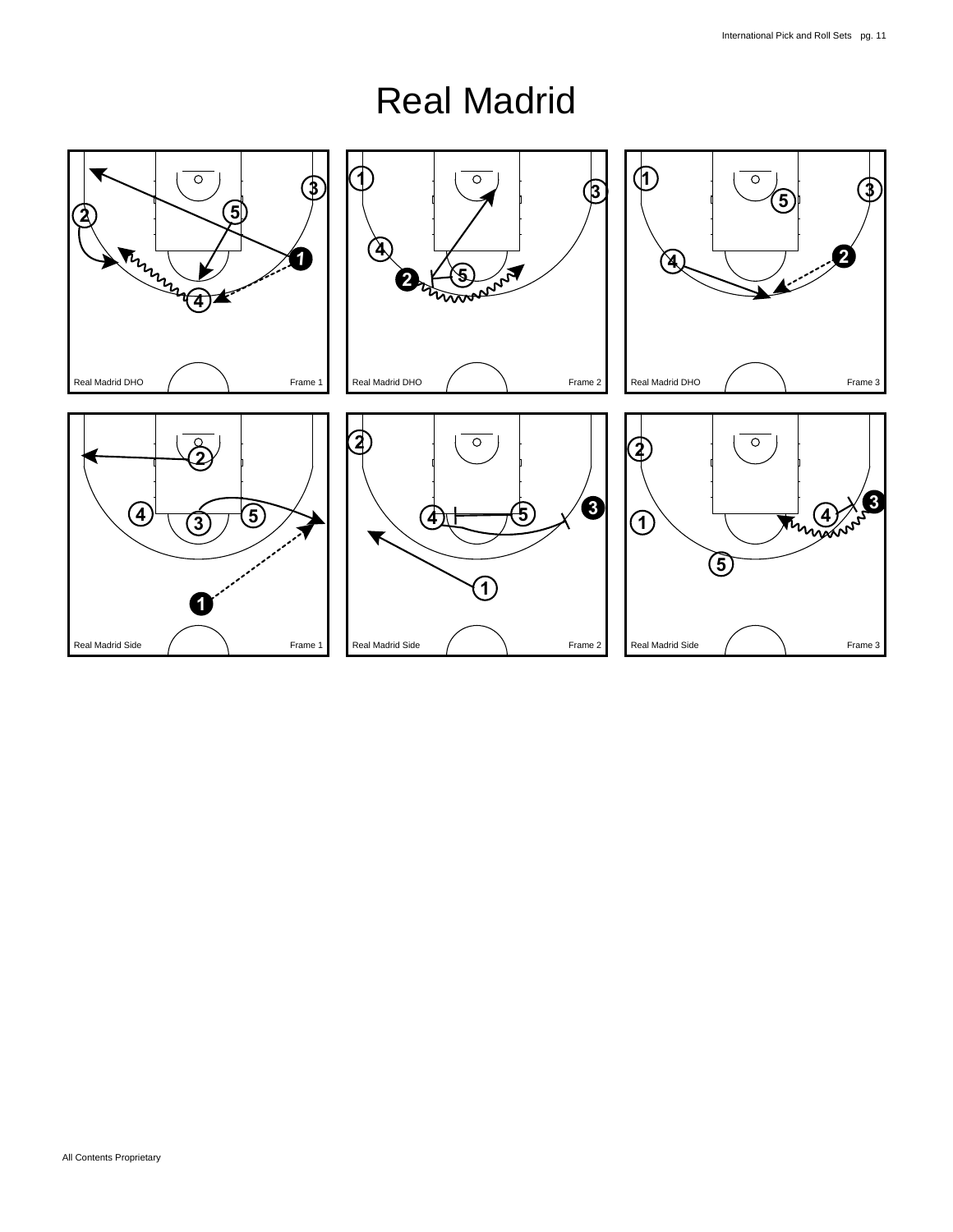# Real Madrid

Real Madrid DHO Frame 1

Real Madrid DHO Frame 2

Real Madrid DHO Frame 3

Real Madrid Side Frame 1

Real Madrid Side Frame 2

Real Madrid Side Frame 3

All Contents Proprietary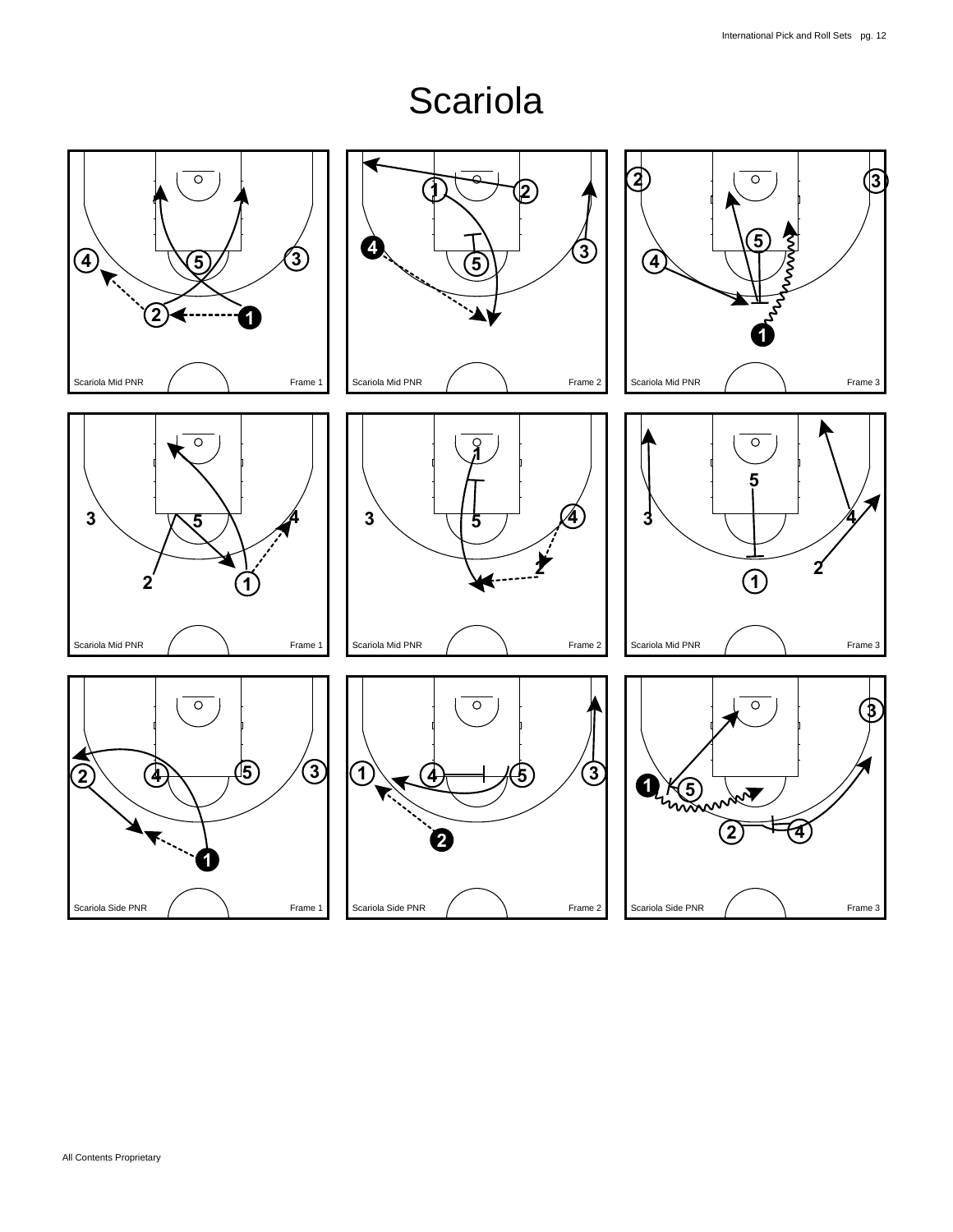# Scariola

Scariola Mid PNR Frame 1

Scariola Mid PNR Frame 2

Scariola Mid PNR Frame 3

Scariola Mid PNR Frame 1

Scariola Mid PNR Frame 2

Scariola Mid PNR Frame 3

Scariola Side PNR Frame 1

Scariola Side PNR Frame 2

Scariola Side PNR Frame 3

All Contents Proprietary